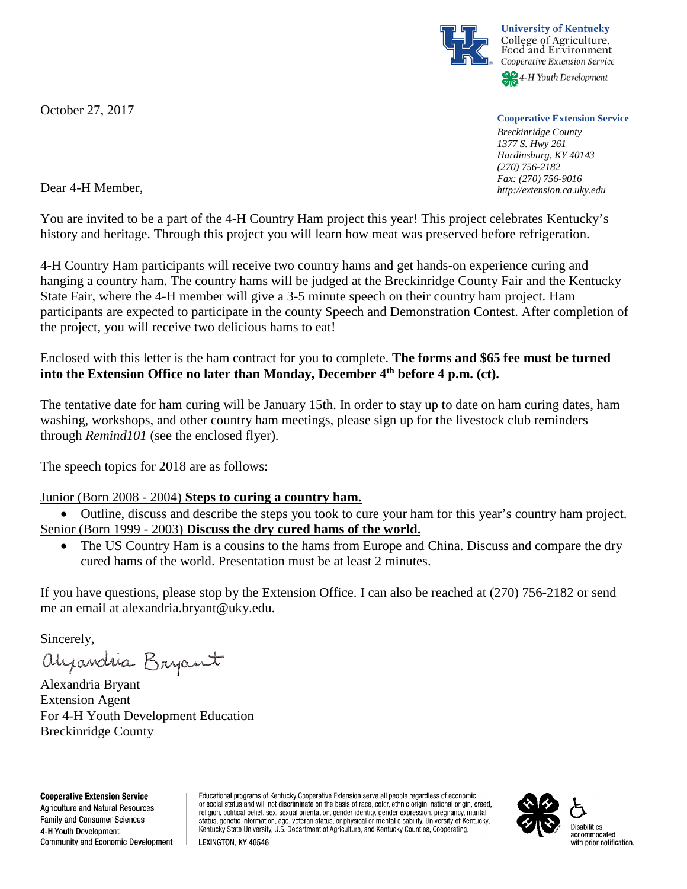University of Kentucky
College of Agriculture, Food and Environment
*Cooperative Extension Service*
*4-H Youth Development*

October 27, 2017

**Cooperative Extension Service**
*Breckinridge County*
*1377 S. Hwy 261*
*Hardinsburg, KY 40143*
*(270) 756-2182*
*Fax: (270) 756-9016*
*http://extension.ca.uky.edu*

Dear 4-H Member,

You are invited to be a part of the 4-H Country Ham project this year! This project celebrates Kentucky's history and heritage. Through this project you will learn how meat was preserved before refrigeration.

4-H Country Ham participants will receive two country hams and get hands-on experience curing and hanging a country ham. The country hams will be judged at the Breckinridge County Fair and the Kentucky State Fair, where the 4-H member will give a 3-5 minute speech on their country ham project. Ham participants are expected to participate in the county Speech and Demonstration Contest. After completion of the project, you will receive two delicious hams to eat!

Enclosed with this letter is the ham contract for you to complete. **The forms and $65 fee must be turned into the Extension Office no later than Monday, December 4th before 4 p.m. (ct).**

The tentative date for ham curing will be January 15th. In order to stay up to date on ham curing dates, ham washing, workshops, and other country ham meetings, please sign up for the livestock club reminders through *Remind101* (see the enclosed flyer).

The speech topics for 2018 are as follows:

<u>Junior (Born 2008 - 2004)</u> **<u>Steps to curing a country ham.</u>**

- Outline, discuss and describe the steps you took to cure your ham for this year's country ham project.

<u>Senior (Born 1999 - 2003)</u> **<u>Discuss the dry cured hams of the world.</u>**

- The US Country Ham is a cousins to the hams from Europe and China. Discuss and compare the dry cured hams of the world. Presentation must be at least 2 minutes.

If you have questions, please stop by the Extension Office. I can also be reached at (270) 756-2182 or send me an email at alexandria.bryant@uky.edu.

Sincerely,

Alexandria Bryant

Alexandria Bryant
Extension Agent
For 4-H Youth Development Education
Breckinridge County

**Cooperative Extension Service**
Agriculture and Natural Resources
Family and Consumer Sciences
4-H Youth Development
Community and Economic Development

Educational programs of Kentucky Cooperative Extension serve all people regardless of economic or social status and will not discriminate on the basis of race, color, ethnic origin, national origin, creed, religion, political belief, sex, sexual orientation, gender identity, gender expression, pregnancy, marital status, genetic information, age, veteran status, or physical or mental disability. University of Kentucky, Kentucky State University, U.S. Department of Agriculture, and Kentucky Counties, Cooperating.

LEXINGTON, KY 40546

Disabilities accommodated with prior notification.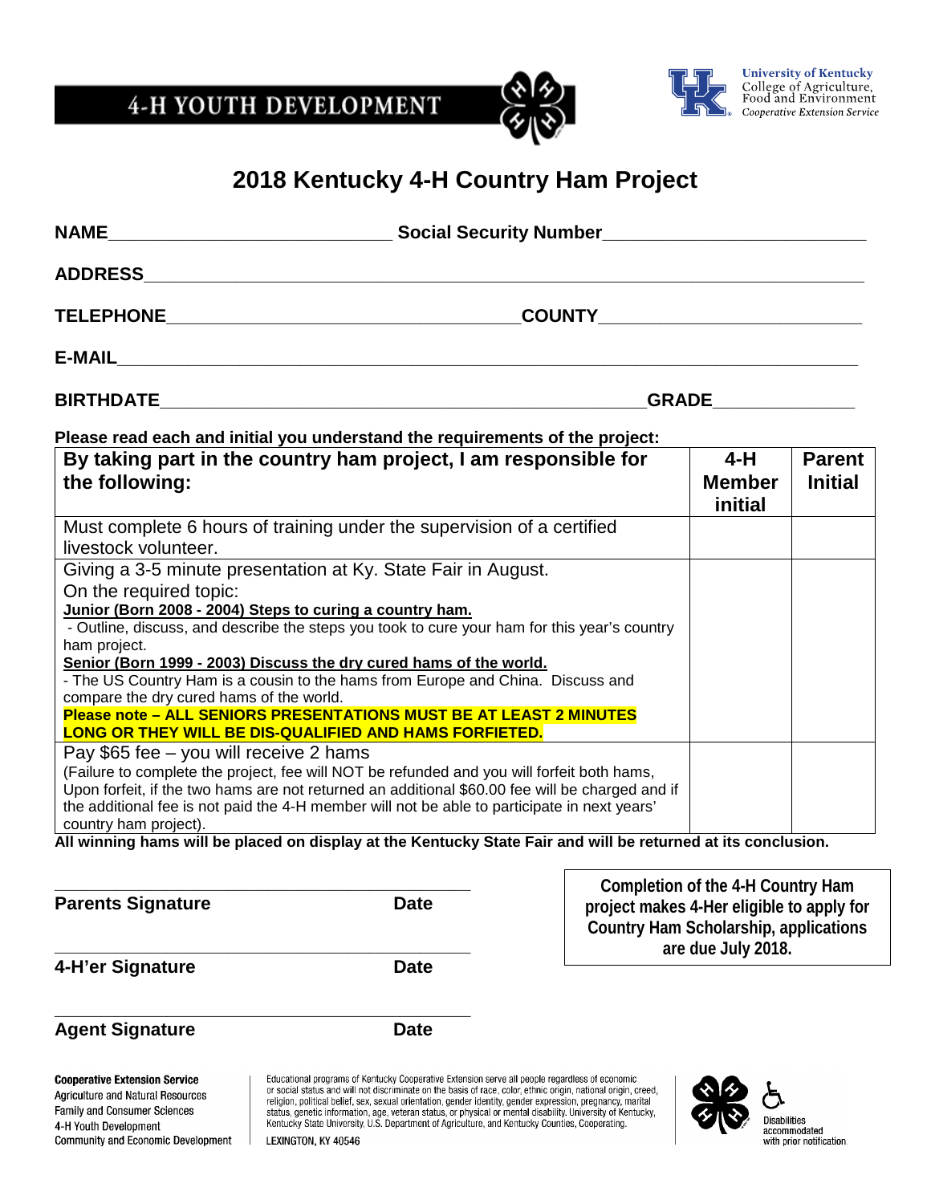4-H YOUTH DEVELOPMENT

University of Kentucky
College of Agriculture, Food and Environment
*Cooperative Extension Service*

# 2018 Kentucky 4-H Country Ham Project

**NAME**\_\_\_\_\_\_\_\_\_\_\_\_\_\_\_\_\_\_\_\_\_\_\_\_\_\_\_\_\_\_ **Social Security Number**\_\_\_\_\_\_\_\_\_\_\_\_\_\_\_\_\_\_\_\_\_\_\_\_\_\_\_\_

**ADDRESS**\_\_\_\_\_\_\_\_\_\_\_\_\_\_\_\_\_\_\_\_\_\_\_\_\_\_\_\_\_\_\_\_\_\_\_\_\_\_\_\_\_\_\_\_\_\_\_\_\_\_\_\_\_\_\_\_\_\_\_\_

**TELEPHONE**\_\_\_\_\_\_\_\_\_\_\_\_\_\_\_\_\_\_\_\_\_\_\_\_\_\_\_\_\_\_\_\_\_\_\_\_\_\_ **COUNTY**\_\_\_\_\_\_\_\_\_\_\_\_\_\_\_\_\_\_\_\_\_\_\_\_\_\_\_\_

**E-MAIL**\_\_\_\_\_\_\_\_\_\_\_\_\_\_\_\_\_\_\_\_\_\_\_\_\_\_\_\_\_\_\_\_\_\_\_\_\_\_\_\_\_\_\_\_\_\_\_\_\_\_\_\_\_\_\_\_\_\_\_\_\_\_\_\_\_

**BIRTHDATE**\_\_\_\_\_\_\_\_\_\_\_\_\_\_\_\_\_\_\_\_\_\_\_\_\_\_\_\_\_\_\_\_\_\_\_\_\_\_\_\_\_\_\_\_\_\_\_\_\_\_ **GRADE**\_\_\_\_\_\_\_\_\_\_\_\_\_\_\_\_

**Please read each and initial you understand the requirements of the project:**

| **By taking part in the country ham project, I am responsible for the following:** | **4-H Member initial** | **Parent Initial** |
|---|---|---|
| Must complete 6 hours of training under the supervision of a certified livestock volunteer. | | |
| Giving a 3-5 minute presentation at Ky. State Fair in August.<br>On the required topic:<br>**Junior (Born 2008 - 2004) Steps to curing a country ham.**<br>- Outline, discuss, and describe the steps you took to cure your ham for this year's country ham project.<br>**Senior (Born 1999 - 2003) Discuss the dry cured hams of the world.**<br>- The US Country Ham is a cousin to the hams from Europe and China. Discuss and compare the dry cured hams of the world.<br>**Please note – ALL SENIORS PRESENTATIONS MUST BE AT LEAST 2 MINUTES LONG OR THEY WILL BE DIS-QUALIFIED AND HAMS FORFIETED.** | | |
| Pay $65 fee – you will receive 2 hams<br>(Failure to complete the project, fee will NOT be refunded and you will forfeit both hams, Upon forfeit, if the two hams are not returned an additional $60.00 fee will be charged and if the additional fee is not paid the 4-H member will not be able to participate in next years' country ham project). | | |

**All winning hams will be placed on display at the Kentucky State Fair and will be returned at its conclusion.**

\_\_\_\_\_\_\_\_\_\_\_\_\_\_\_\_\_\_\_\_\_\_\_\_\_\_\_\_\_\_\_\_\_\_\_\_\_\_\_\_
**Parents Signature** **Date**

\_\_\_\_\_\_\_\_\_\_\_\_\_\_\_\_\_\_\_\_\_\_\_\_\_\_\_\_\_\_\_\_\_\_\_\_\_\_\_\_
**4-H'er Signature** **Date**

\_\_\_\_\_\_\_\_\_\_\_\_\_\_\_\_\_\_\_\_\_\_\_\_\_\_\_\_\_\_\_\_\_\_\_\_\_\_\_\_
**Agent Signature** **Date**

**Completion of the 4-H Country Ham project makes 4-Her eligible to apply for Country Ham Scholarship, applications are due July 2018.**

**Cooperative Extension Service**
Agriculture and Natural Resources
Family and Consumer Sciences
4-H Youth Development
Community and Economic Development

Educational programs of Kentucky Cooperative Extension serve all people regardless of economic or social status and will not discriminate on the basis of race, color, ethnic origin, national origin, creed, religion, political belief, sex, sexual orientation, gender identity, gender expression, pregnancy, marital status, genetic information, age, veteran status, or physical or mental disability. University of Kentucky, Kentucky State University, U.S. Department of Agriculture, and Kentucky Counties, Cooperating.

LEXINGTON, KY 40546

Disabilities accommodated with prior notification.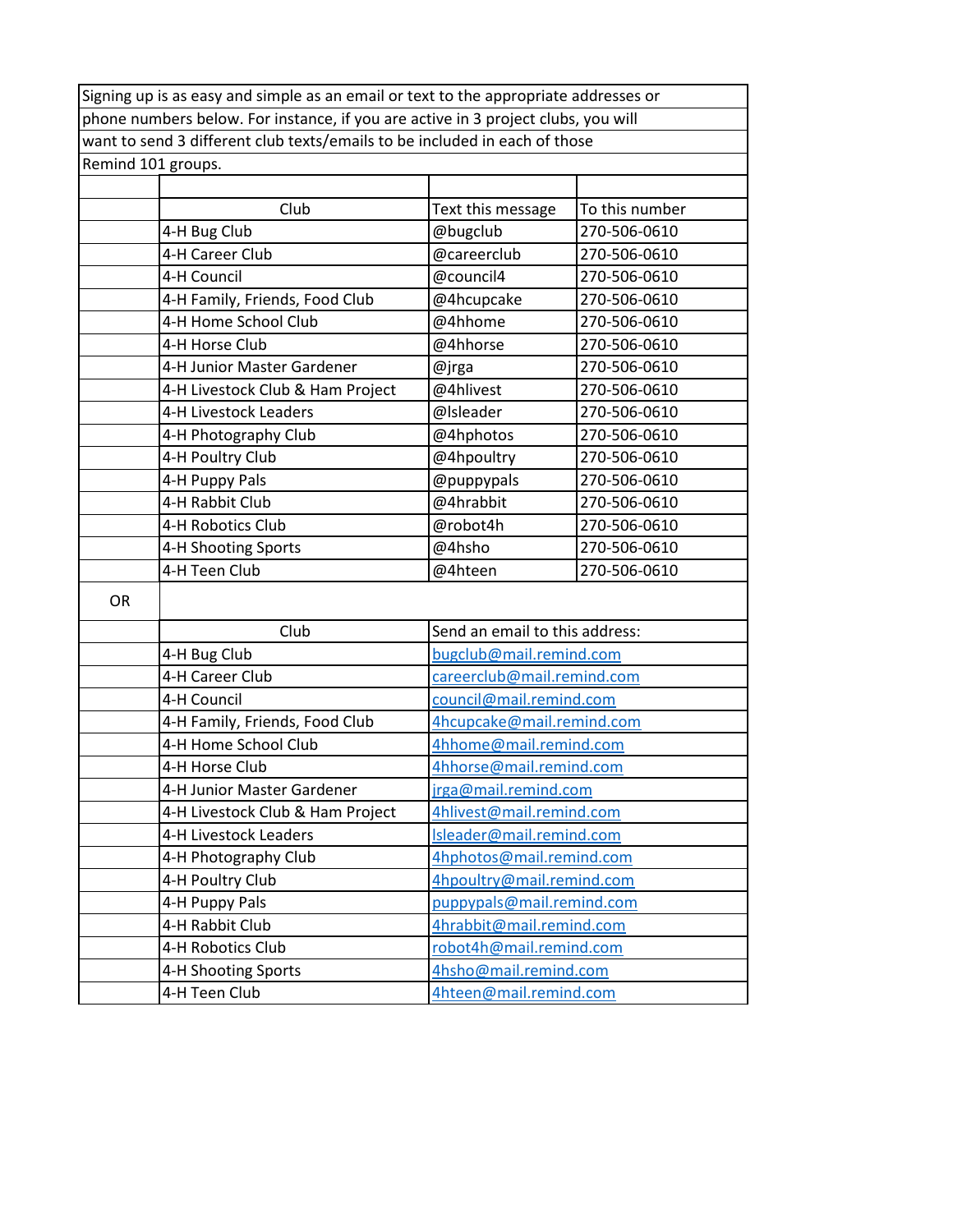Signing up is as easy and simple as an email or text to the appropriate addresses or phone numbers below. For instance, if you are active in 3 project clubs, you will want to send 3 different club texts/emails to be included in each of those Remind 101 groups.

| Club | Text this message | To this number |
|---|---|---|
| 4-H Bug Club | @bugclub | 270-506-0610 |
| 4-H Career Club | @careerclub | 270-506-0610 |
| 4-H Council | @council4 | 270-506-0610 |
| 4-H Family, Friends, Food Club | @4hcupcake | 270-506-0610 |
| 4-H Home School Club | @4hhome | 270-506-0610 |
| 4-H Horse Club | @4hhorse | 270-506-0610 |
| 4-H Junior Master Gardener | @jrga | 270-506-0610 |
| 4-H Livestock Club & Ham Project | @4hlivest | 270-506-0610 |
| 4-H Livestock Leaders | @lsleader | 270-506-0610 |
| 4-H Photography Club | @4hphotos | 270-506-0610 |
| 4-H Poultry Club | @4hpoultry | 270-506-0610 |
| 4-H Puppy Pals | @puppypals | 270-506-0610 |
| 4-H Rabbit Club | @4hrabbit | 270-506-0610 |
| 4-H Robotics Club | @robot4h | 270-506-0610 |
| 4-H Shooting Sports | @4hsho | 270-506-0610 |
| 4-H Teen Club | @4hteen | 270-506-0610 |

OR

| Club | Send an email to this address: |
|---|---|
| 4-H Bug Club | bugclub@mail.remind.com |
| 4-H Career Club | careerclub@mail.remind.com |
| 4-H Council | council@mail.remind.com |
| 4-H Family, Friends, Food Club | 4hcupcake@mail.remind.com |
| 4-H Home School Club | 4hhome@mail.remind.com |
| 4-H Horse Club | 4hhorse@mail.remind.com |
| 4-H Junior Master Gardener | jrga@mail.remind.com |
| 4-H Livestock Club & Ham Project | 4hlivest@mail.remind.com |
| 4-H Livestock Leaders | lsleader@mail.remind.com |
| 4-H Photography Club | 4hphotos@mail.remind.com |
| 4-H Poultry Club | 4hpoultry@mail.remind.com |
| 4-H Puppy Pals | puppypals@mail.remind.com |
| 4-H Rabbit Club | 4hrabbit@mail.remind.com |
| 4-H Robotics Club | robot4h@mail.remind.com |
| 4-H Shooting Sports | 4hsho@mail.remind.com |
| 4-H Teen Club | 4hteen@mail.remind.com |